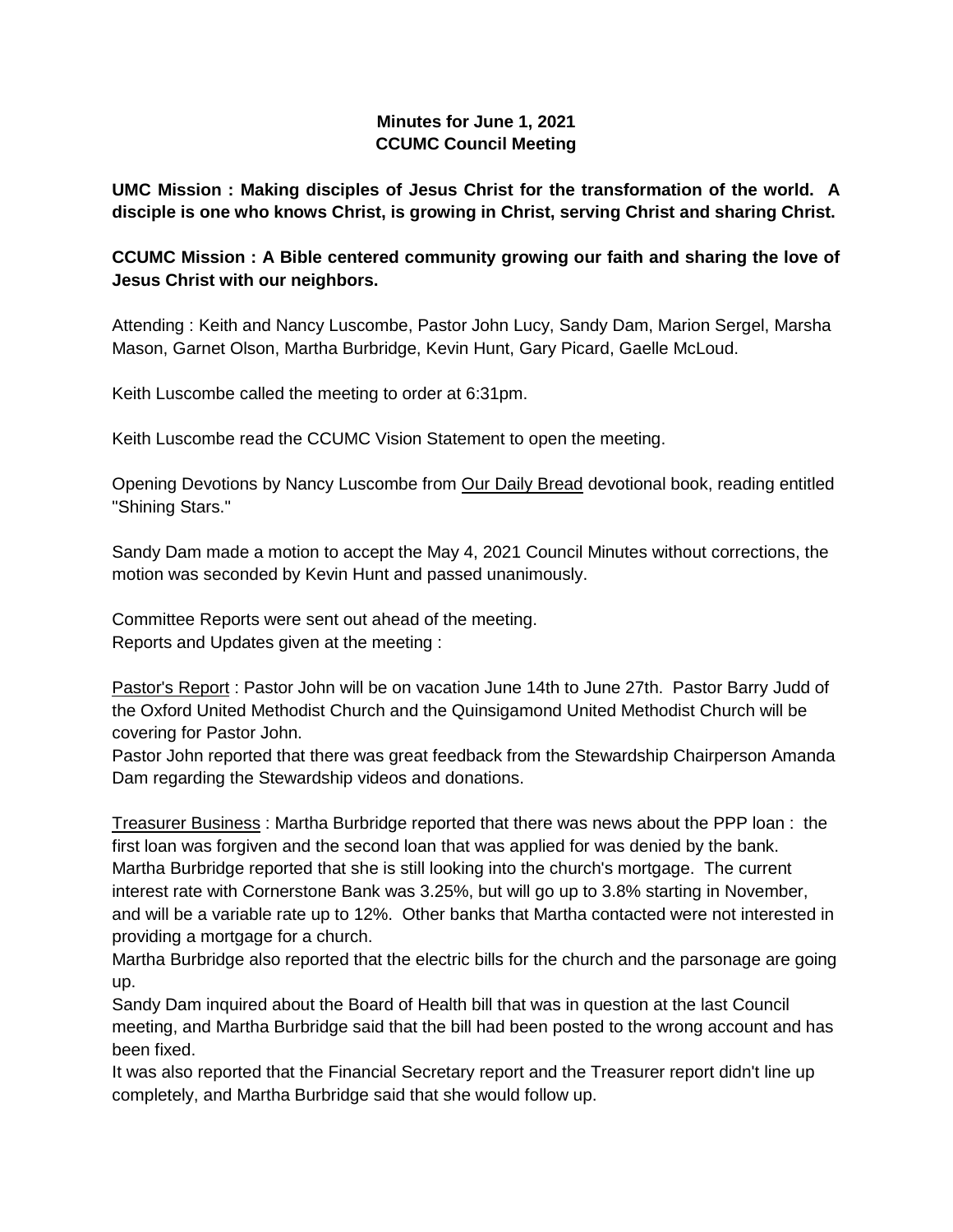**Minutes for June 1, 2021**
**CCUMC Council Meeting**

**UMC Mission : Making disciples of Jesus Christ for the transformation of the world. A disciple is one who knows Christ, is growing in Christ, serving Christ and sharing Christ.**

**CCUMC Mission : A Bible centered community growing our faith and sharing the love of Jesus Christ with our neighbors.**

Attending : Keith and Nancy Luscombe, Pastor John Lucy, Sandy Dam, Marion Sergel, Marsha Mason, Garnet Olson, Martha Burbridge, Kevin Hunt, Gary Picard, Gaelle McLoud.

Keith Luscombe called the meeting to order at 6:31pm.

Keith Luscombe read the CCUMC Vision Statement to open the meeting.

Opening Devotions by Nancy Luscombe from Our Daily Bread devotional book, reading entitled "Shining Stars."

Sandy Dam made a motion to accept the May 4, 2021 Council Minutes without corrections, the motion was seconded by Kevin Hunt and passed unanimously.

Committee Reports were sent out ahead of the meeting.
Reports and Updates given at the meeting :

Pastor's Report : Pastor John will be on vacation June 14th to June 27th. Pastor Barry Judd of the Oxford United Methodist Church and the Quinsigamond United Methodist Church will be covering for Pastor John.
Pastor John reported that there was great feedback from the Stewardship Chairperson Amanda Dam regarding the Stewardship videos and donations.

Treasurer Business : Martha Burbridge reported that there was news about the PPP loan : the first loan was forgiven and the second loan that was applied for was denied by the bank.
Martha Burbridge reported that she is still looking into the church's mortgage. The current interest rate with Cornerstone Bank was 3.25%, but will go up to 3.8% starting in November, and will be a variable rate up to 12%. Other banks that Martha contacted were not interested in providing a mortgage for a church.
Martha Burbridge also reported that the electric bills for the church and the parsonage are going up.
Sandy Dam inquired about the Board of Health bill that was in question at the last Council meeting, and Martha Burbridge said that the bill had been posted to the wrong account and has been fixed.
It was also reported that the Financial Secretary report and the Treasurer report didn't line up completely, and Martha Burbridge said that she would follow up.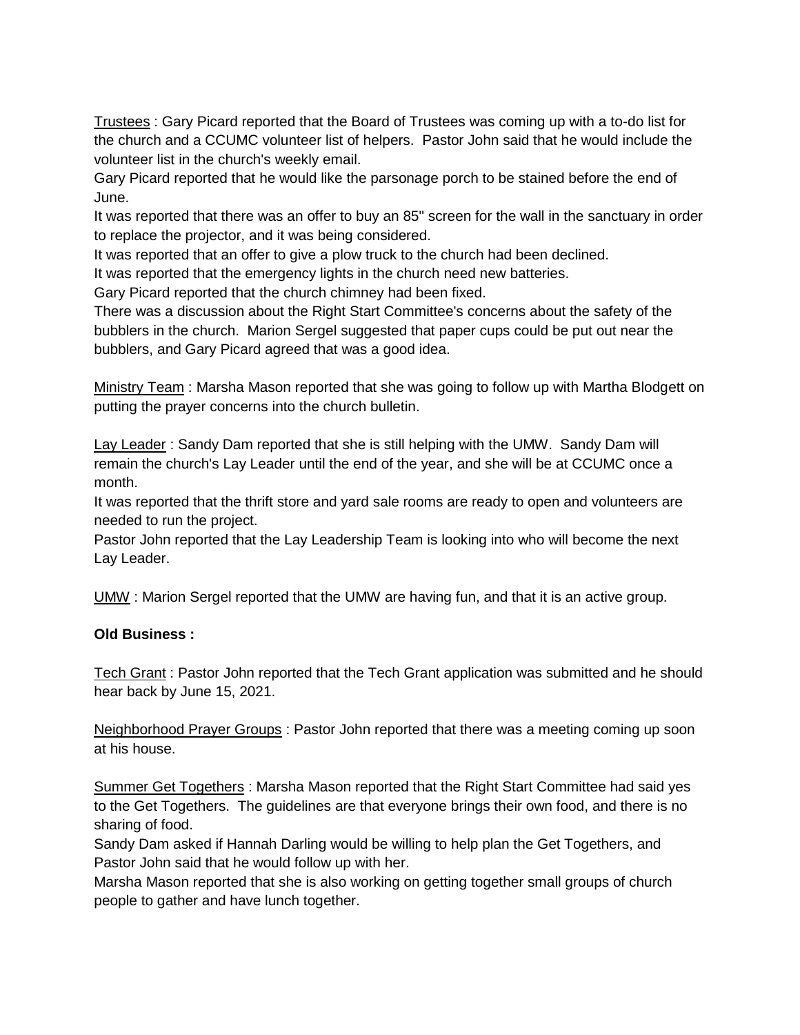Trustees : Gary Picard reported that the Board of Trustees was coming up with a to-do list for the church and a CCUMC volunteer list of helpers. Pastor John said that he would include the volunteer list in the church's weekly email.
Gary Picard reported that he would like the parsonage porch to be stained before the end of June.
It was reported that there was an offer to buy an 85" screen for the wall in the sanctuary in order to replace the projector, and it was being considered.
It was reported that an offer to give a plow truck to the church had been declined.
It was reported that the emergency lights in the church need new batteries.
Gary Picard reported that the church chimney had been fixed.
There was a discussion about the Right Start Committee's concerns about the safety of the bubblers in the church. Marion Sergel suggested that paper cups could be put out near the bubblers, and Gary Picard agreed that was a good idea.

Ministry Team : Marsha Mason reported that she was going to follow up with Martha Blodgett on putting the prayer concerns into the church bulletin.

Lay Leader : Sandy Dam reported that she is still helping with the UMW. Sandy Dam will remain the church's Lay Leader until the end of the year, and she will be at CCUMC once a month.
It was reported that the thrift store and yard sale rooms are ready to open and volunteers are needed to run the project.
Pastor John reported that the Lay Leadership Team is looking into who will become the next Lay Leader.

UMW : Marion Sergel reported that the UMW are having fun, and that it is an active group.

**Old Business :**

Tech Grant : Pastor John reported that the Tech Grant application was submitted and he should hear back by June 15, 2021.

Neighborhood Prayer Groups : Pastor John reported that there was a meeting coming up soon at his house.

Summer Get Togethers : Marsha Mason reported that the Right Start Committee had said yes to the Get Togethers. The guidelines are that everyone brings their own food, and there is no sharing of food.
Sandy Dam asked if Hannah Darling would be willing to help plan the Get Togethers, and Pastor John said that he would follow up with her.
Marsha Mason reported that she is also working on getting together small groups of church people to gather and have lunch together.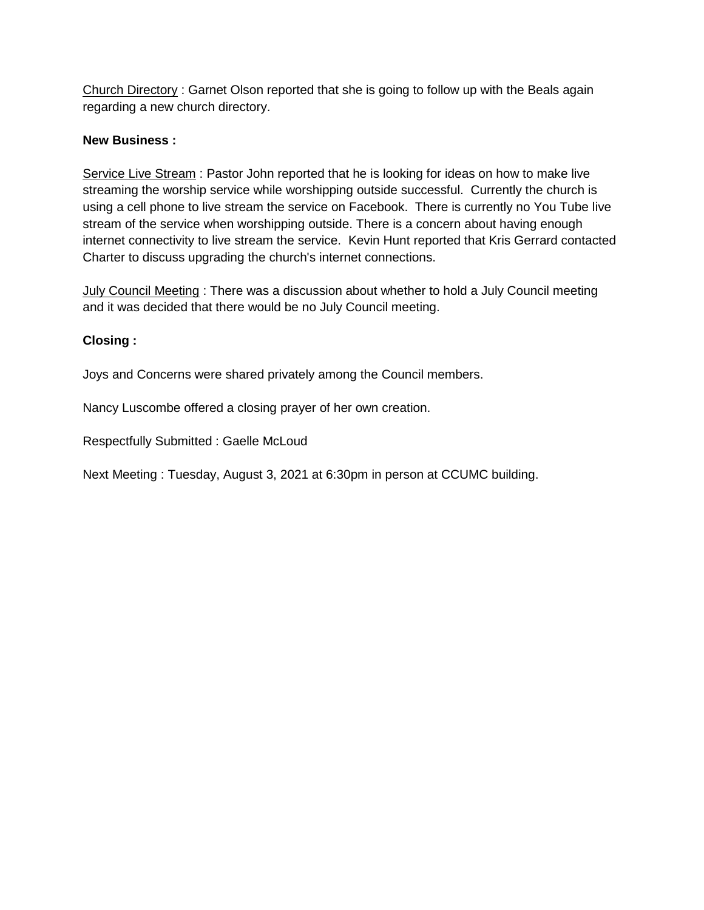<u>Church Directory</u> : Garnet Olson reported that she is going to follow up with the Beals again regarding a new church directory.

**New Business :**

<u>Service Live Stream</u> : Pastor John reported that he is looking for ideas on how to make live streaming the worship service while worshipping outside successful. Currently the church is using a cell phone to live stream the service on Facebook. There is currently no You Tube live stream of the service when worshipping outside. There is a concern about having enough internet connectivity to live stream the service. Kevin Hunt reported that Kris Gerrard contacted Charter to discuss upgrading the church's internet connections.

<u>July Council Meeting</u> : There was a discussion about whether to hold a July Council meeting and it was decided that there would be no July Council meeting.

**Closing :**

Joys and Concerns were shared privately among the Council members.

Nancy Luscombe offered a closing prayer of her own creation.

Respectfully Submitted : Gaelle McLoud

Next Meeting : Tuesday, August 3, 2021 at 6:30pm in person at CCUMC building.